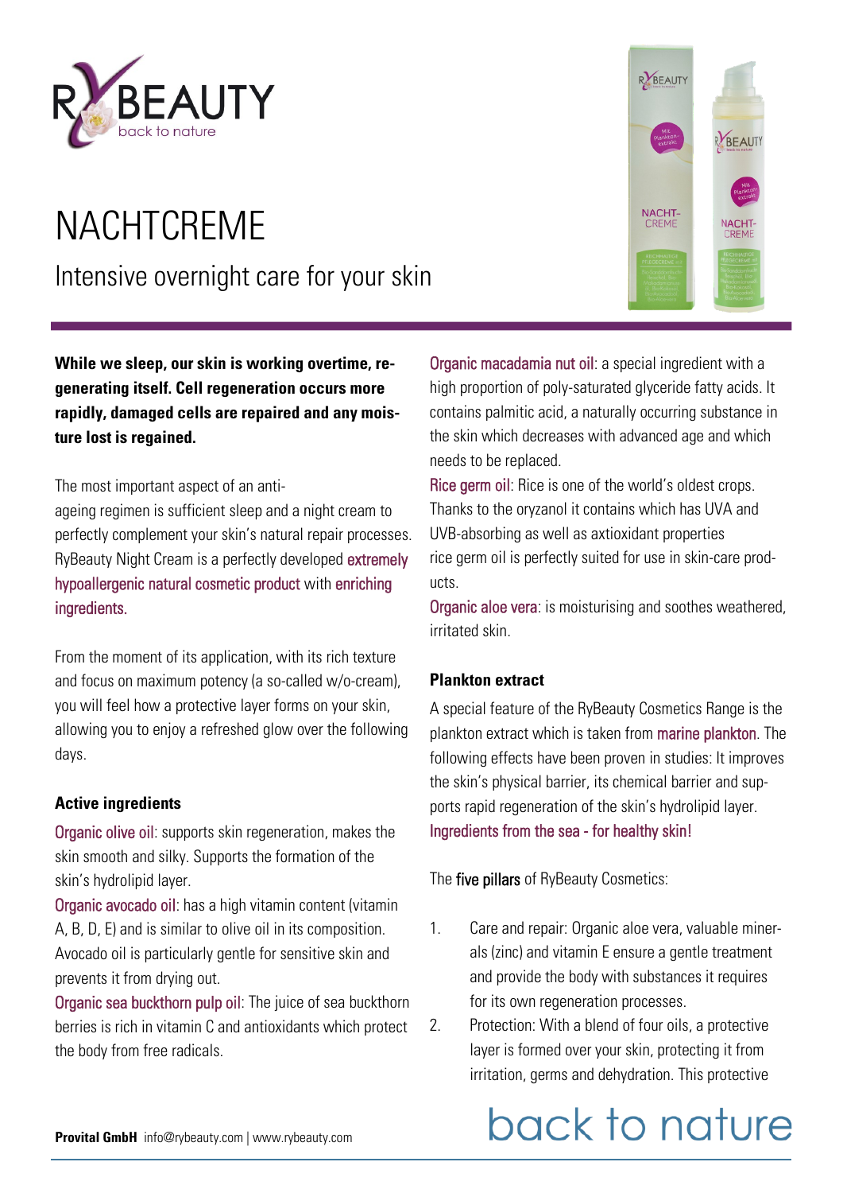# NACHTCREME

## Intensive overnight care for your skin

**While we sleep, our skin is working overtime, regenerating itself. Cell regeneration occurs more rapidly, damaged cells are repaired and any moisture lost is regained.**

The most important aspect of an anti-ageing regimen is sufficient sleep and a night cream to perfectly complement your skin's natural repair processes. RyBeauty Night Cream is a perfectly developed extremely hypoallergenic natural cosmetic product with enriching ingredients.

From the moment of its application, with its rich texture and focus on maximum potency (a so-called w/o-cream), you will feel how a protective layer forms on your skin, allowing you to enjoy a refreshed glow over the following days.

### Active ingredients

Organic olive oil: supports skin regeneration, makes the skin smooth and silky. Supports the formation of the skin's hydrolipid layer.

Organic avocado oil: has a high vitamin content (vitamin A, B, D, E) and is similar to olive oil in its composition. Avocado oil is particularly gentle for sensitive skin and prevents it from drying out.

Organic sea buckthorn pulp oil: The juice of sea buckthorn berries is rich in vitamin C and antioxidants which protect the body from free radicals.

Organic macadamia nut oil: a special ingredient with a high proportion of poly-saturated glyceride fatty acids. It contains palmitic acid, a naturally occurring substance in the skin which decreases with advanced age and which needs to be replaced.

Rice germ oil: Rice is one of the world's oldest crops. Thanks to the oryzanol it contains which has UVA and UVB-absorbing as well as axtioxidant properties rice germ oil is perfectly suited for use in skin-care products.

Organic aloe vera: is moisturising and soothes weathered, irritated skin.

### Plankton extract

A special feature of the RyBeauty Cosmetics Range is the plankton extract which is taken from marine plankton. The following effects have been proven in studies: It improves the skin's physical barrier, its chemical barrier and supports rapid regeneration of the skin's hydrolipid layer. Ingredients from the sea - for healthy skin!

The five pillars of RyBeauty Cosmetics:

1. Care and repair: Organic aloe vera, valuable minerals (zinc) and vitamin E ensure a gentle treatment and provide the body with substances it requires for its own regeneration processes.
2. Protection: With a blend of four oils, a protective layer is formed over your skin, protecting it from irritation, germs and dehydration. This protective

**Provital GmbH** info@rybeauty.com | www.rybeauty.com

back to nature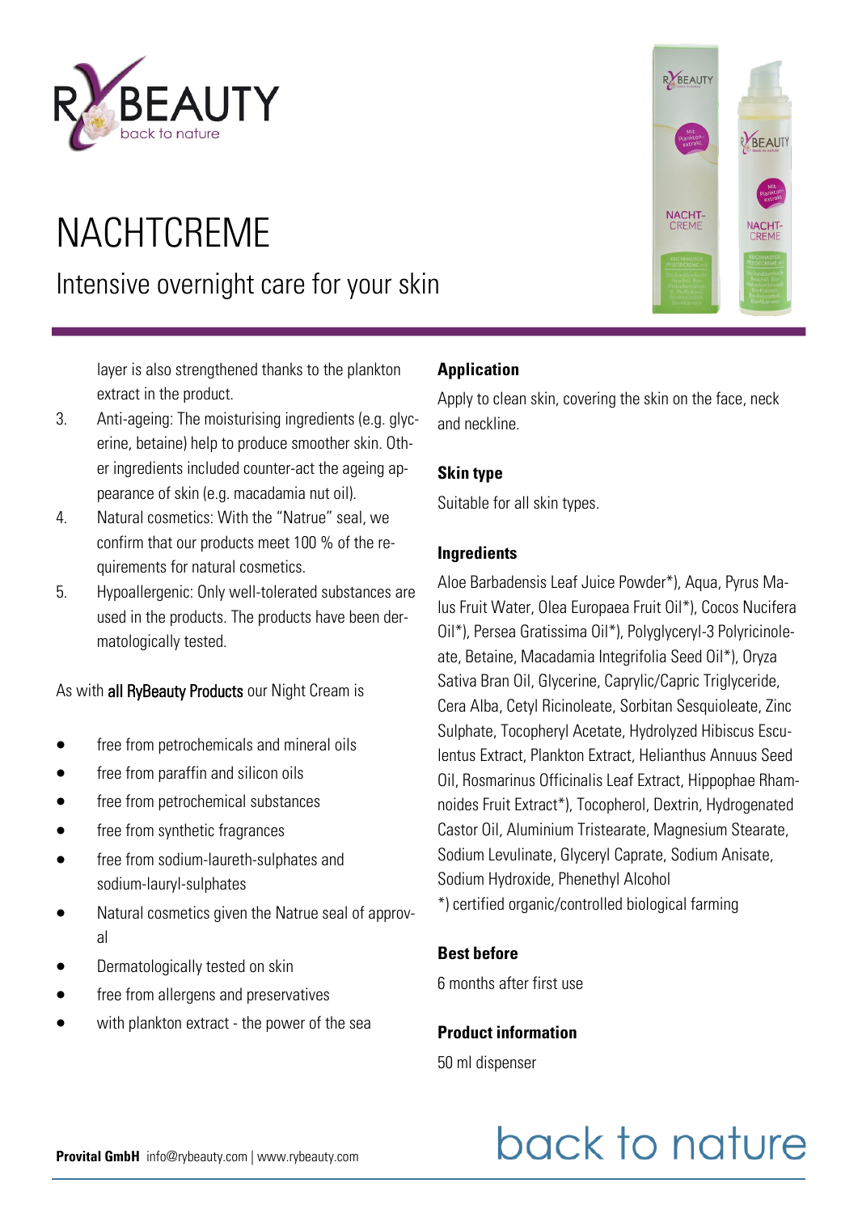# NACHTCREME

## Intensive overnight care for your skin

layer is also strengthened thanks to the plankton extract in the product.

3. Anti-ageing: The moisturising ingredients (e.g. glycerine, betaine) help to produce smoother skin. Other ingredients included counter-act the ageing appearance of skin (e.g. macadamia nut oil).
4. Natural cosmetics: With the "Natrue" seal, we confirm that our products meet 100 % of the requirements for natural cosmetics.
5. Hypoallergenic: Only well-tolerated substances are used in the products. The products have been dermatologically tested.

As with **all RyBeauty Products** our Night Cream is

- free from petrochemicals and mineral oils
- free from paraffin and silicon oils
- free from petrochemical substances
- free from synthetic fragrances
- free from sodium-laureth-sulphates and sodium-lauryl-sulphates
- Natural cosmetics given the Natrue seal of approval
- Dermatologically tested on skin
- free from allergens and preservatives
- with plankton extract - the power of the sea

**Application**

Apply to clean skin, covering the skin on the face, neck and neckline.

**Skin type**

Suitable for all skin types.

**Ingredients**

Aloe Barbadensis Leaf Juice Powder*), Aqua, Pyrus Malus Fruit Water, Olea Europaea Fruit Oil*), Cocos Nucifera Oil*), Persea Gratissima Oil*), Polyglyceryl-3 Polyricinoleate, Betaine, Macadamia Integrifolia Seed Oil*), Oryza Sativa Bran Oil, Glycerine, Caprylic/Capric Triglyceride, Cera Alba, Cetyl Ricinoleate, Sorbitan Sesquioleate, Zinc Sulphate, Tocopheryl Acetate, Hydrolyzed Hibiscus Esculentus Extract, Plankton Extract, Helianthus Annuus Seed Oil, Rosmarinus Officinalis Leaf Extract, Hippophae Rhamnoides Fruit Extract*), Tocopherol, Dextrin, Hydrogenated Castor Oil, Aluminium Tristearate, Magnesium Stearate, Sodium Levulinate, Glyceryl Caprate, Sodium Anisate, Sodium Hydroxide, Phenethyl Alcohol

*) certified organic/controlled biological farming

**Best before**

6 months after first use

**Product information**

50 ml dispenser

**Provital GmbH** info@rybeauty.com | www.rybeauty.com

back to nature